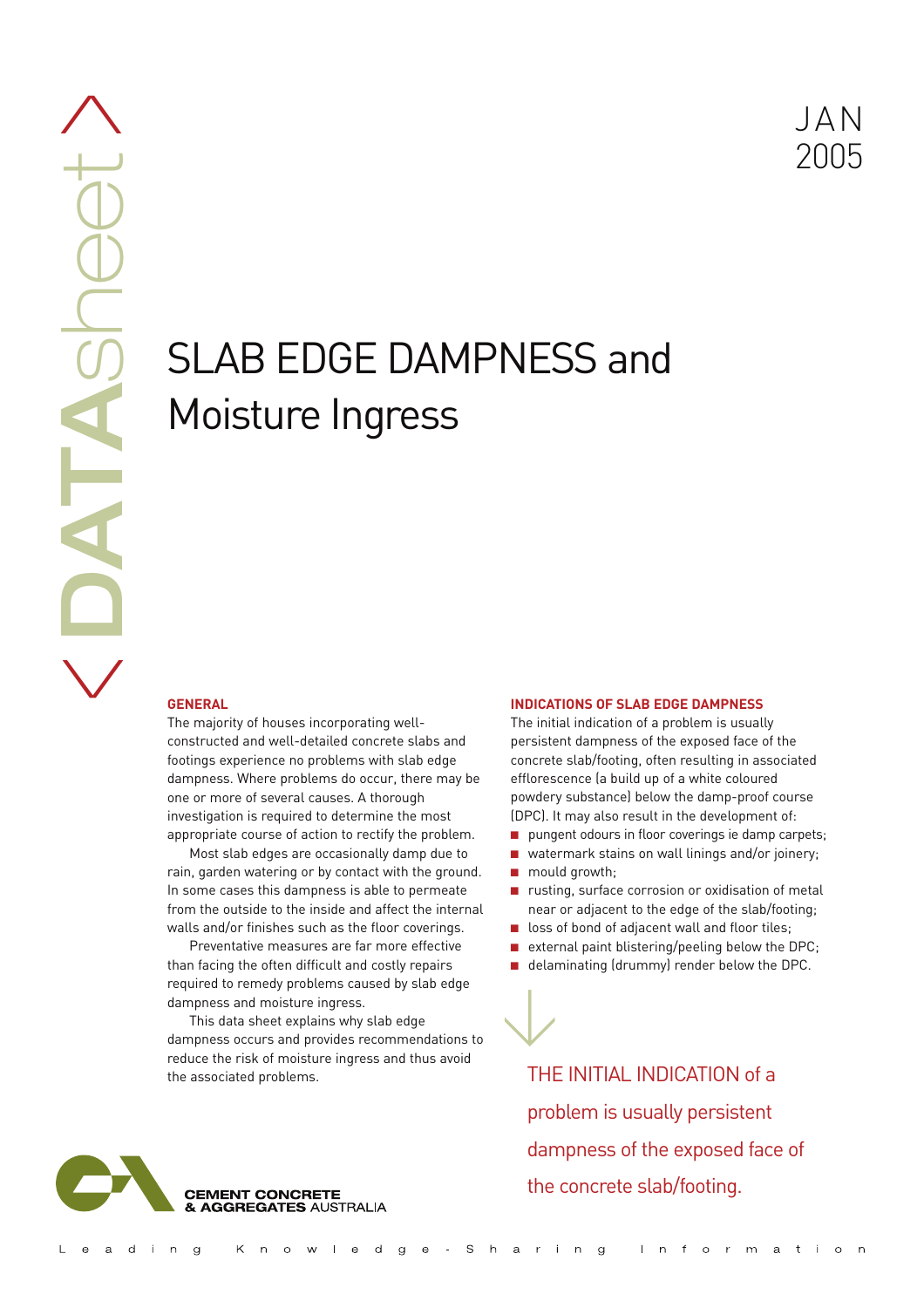JAN 2005

# SLAB EDGE DAMPNESS and Moisture Ingress

## GENERAL

The majority of houses incorporating well-constructed and well-detailed concrete slabs and footings experience no problems with slab edge dampness. Where problems do occur, there may be one or more of several causes. A thorough investigation is required to determine the most appropriate course of action to rectify the problem.

Most slab edges are occasionally damp due to rain, garden watering or by contact with the ground. In some cases this dampness is able to permeate from the outside to the inside and affect the internal walls and/or finishes such as the floor coverings.

Preventative measures are far more effective than facing the often difficult and costly repairs required to remedy problems caused by slab edge dampness and moisture ingress.

This data sheet explains why slab edge dampness occurs and provides recommendations to reduce the risk of moisture ingress and thus avoid the associated problems.

## INDICATIONS OF SLAB EDGE DAMPNESS

The initial indication of a problem is usually persistent dampness of the exposed face of the concrete slab/footing, often resulting in associated efflorescence (a build up of a white coloured powdery substance) below the damp-proof course (DPC). It may also result in the development of:

- pungent odours in floor coverings ie damp carpets;
- watermark stains on wall linings and/or joinery;
- mould growth;
- rusting, surface corrosion or oxidisation of metal near or adjacent to the edge of the slab/footing;
- loss of bond of adjacent wall and floor tiles;
- external paint blistering/peeling below the DPC;
- delaminating (drummy) render below the DPC.

THE INITIAL INDICATION of a problem is usually persistent dampness of the exposed face of the concrete slab/footing.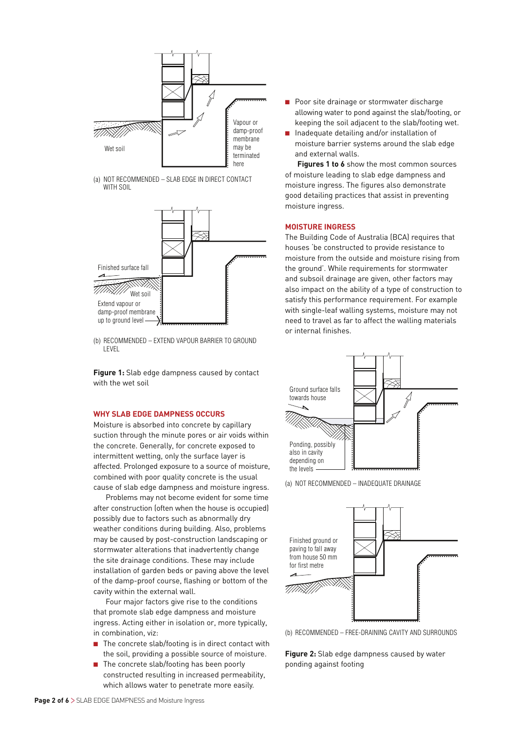Wet soil

Vapour or damp-proof membrane may be terminated here

(a) NOT RECOMMENDED – SLAB EDGE IN DIRECT CONTACT WITH SOIL

Finished surface fall

Wet soil

Extend vapour or damp-proof membrane up to ground level

(b) RECOMMENDED – EXTEND VAPOUR BARRIER TO GROUND LEVEL

**Figure 1:** Slab edge dampness caused by contact with the wet soil

## WHY SLAB EDGE DAMPNESS OCCURS

Moisture is absorbed into concrete by capillary suction through the minute pores or air voids within the concrete. Generally, for concrete exposed to intermittent wetting, only the surface layer is affected. Prolonged exposure to a source of moisture, combined with poor quality concrete is the usual cause of slab edge dampness and moisture ingress.

Problems may not become evident for some time after construction (often when the house is occupied) possibly due to factors such as abnormally dry weather conditions during building. Also, problems may be caused by post-construction landscaping or stormwater alterations that inadvertently change the site drainage conditions. These may include installation of garden beds or paving above the level of the damp-proof course, flashing or bottom of the cavity within the external wall.

Four major factors give rise to the conditions that promote slab edge dampness and moisture ingress. Acting either in isolation or, more typically, in combination, viz:

- The concrete slab/footing is in direct contact with the soil, providing a possible source of moisture.
- The concrete slab/footing has been poorly constructed resulting in increased permeability, which allows water to penetrate more easily.
- Poor site drainage or stormwater discharge allowing water to pond against the slab/footing, or keeping the soil adjacent to the slab/footing wet.
- Inadequate detailing and/or installation of moisture barrier systems around the slab edge and external walls.

**Figures 1 to 6** show the most common sources of moisture leading to slab edge dampness and moisture ingress. The figures also demonstrate good detailing practices that assist in preventing moisture ingress.

## MOISTURE INGRESS

The Building Code of Australia (BCA) requires that houses 'be constructed to provide resistance to moisture from the outside and moisture rising from the ground'. While requirements for stormwater and subsoil drainage are given, other factors may also impact on the ability of a type of construction to satisfy this performance requirement. For example with single-leaf walling systems, moisture may not need to travel as far to affect the walling materials or internal finishes.

Ground surface falls towards house

Ponding, possibly also in cavity depending on the levels

(a) NOT RECOMMENDED – INADEQUATE DRAINAGE

Finished ground or paving to fall away from house 50 mm for first metre

(b) RECOMMENDED – FREE-DRAINING CAVITY AND SURROUNDS

**Figure 2:** Slab edge dampness caused by water ponding against footing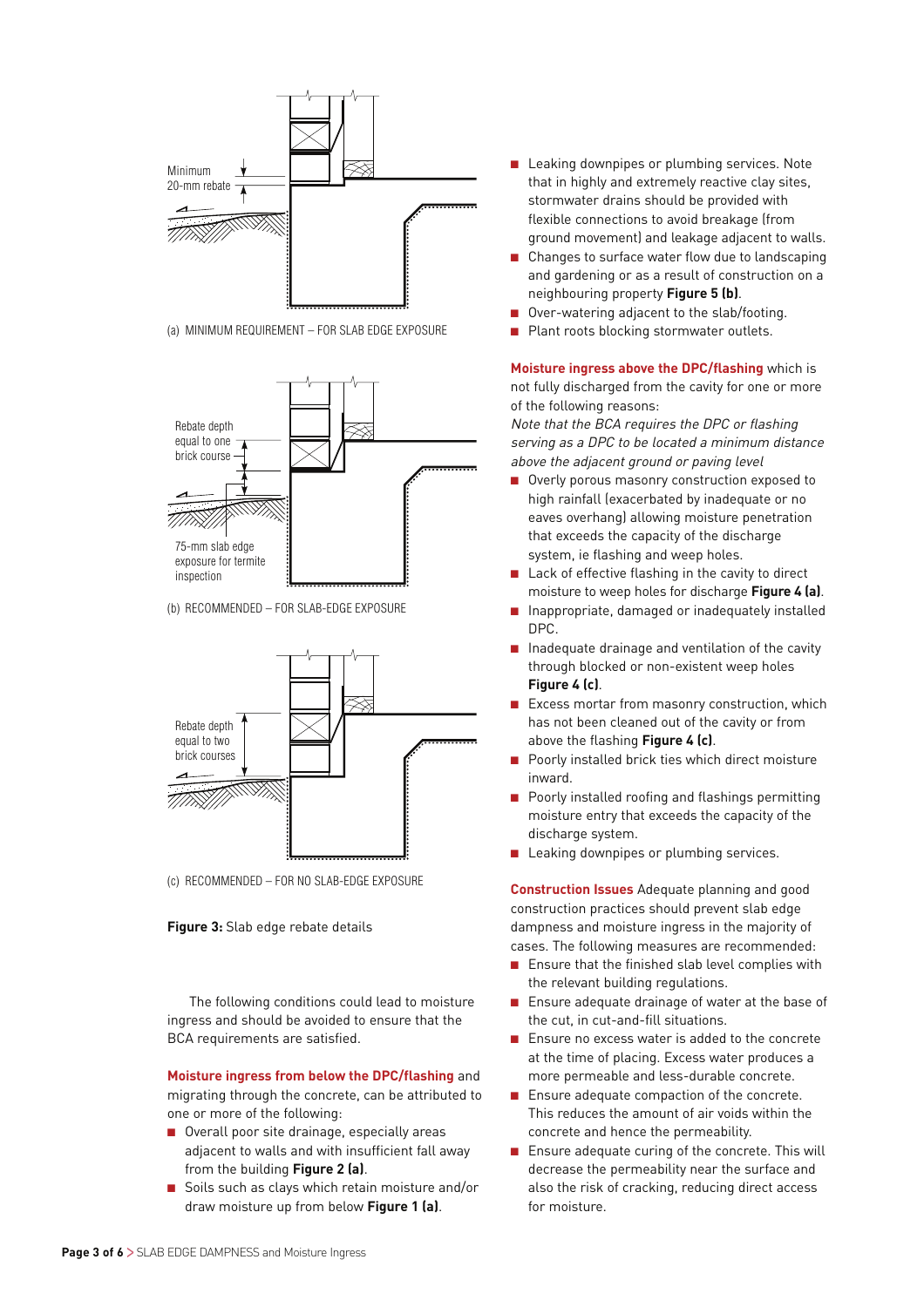Minimum 20-mm rebate

(a) MINIMUM REQUIREMENT – FOR SLAB EDGE EXPOSURE

Rebate depth equal to one brick course

75-mm slab edge exposure for termite inspection

(b) RECOMMENDED – FOR SLAB-EDGE EXPOSURE

Rebate depth equal to two brick courses

(c) RECOMMENDED – FOR NO SLAB-EDGE EXPOSURE

**Figure 3:** Slab edge rebate details

The following conditions could lead to moisture ingress and should be avoided to ensure that the BCA requirements are satisfied.

**Moisture ingress from below the DPC/flashing** and migrating through the concrete, can be attributed to one or more of the following:

- Overall poor site drainage, especially areas adjacent to walls and with insufficient fall away from the building **Figure 2 (a)**.
- Soils such as clays which retain moisture and/or draw moisture up from below **Figure 1 (a)**.
- Leaking downpipes or plumbing services. Note that in highly and extremely reactive clay sites, stormwater drains should be provided with flexible connections to avoid breakage (from ground movement) and leakage adjacent to walls.
- Changes to surface water flow due to landscaping and gardening or as a result of construction on a neighbouring property **Figure 5 (b)**.
- Over-watering adjacent to the slab/footing.
- Plant roots blocking stormwater outlets.

**Moisture ingress above the DPC/flashing** which is not fully discharged from the cavity for one or more of the following reasons:

*Note that the BCA requires the DPC or flashing serving as a DPC to be located a minimum distance above the adjacent ground or paving level*

- Overly porous masonry construction exposed to high rainfall (exacerbated by inadequate or no eaves overhang) allowing moisture penetration that exceeds the capacity of the discharge system, ie flashing and weep holes.
- Lack of effective flashing in the cavity to direct moisture to weep holes for discharge **Figure 4 (a)**.
- Inappropriate, damaged or inadequately installed DPC.
- Inadequate drainage and ventilation of the cavity through blocked or non-existent weep holes **Figure 4 (c)**.
- Excess mortar from masonry construction, which has not been cleaned out of the cavity or from above the flashing **Figure 4 (c)**.
- Poorly installed brick ties which direct moisture inward.
- Poorly installed roofing and flashings permitting moisture entry that exceeds the capacity of the discharge system.
- Leaking downpipes or plumbing services.

**Construction Issues** Adequate planning and good construction practices should prevent slab edge dampness and moisture ingress in the majority of cases. The following measures are recommended:

- Ensure that the finished slab level complies with the relevant building regulations.
- Ensure adequate drainage of water at the base of the cut, in cut-and-fill situations.
- Ensure no excess water is added to the concrete at the time of placing. Excess water produces a more permeable and less-durable concrete.
- Ensure adequate compaction of the concrete. This reduces the amount of air voids within the concrete and hence the permeability.
- Ensure adequate curing of the concrete. This will decrease the permeability near the surface and also the risk of cracking, reducing direct access for moisture.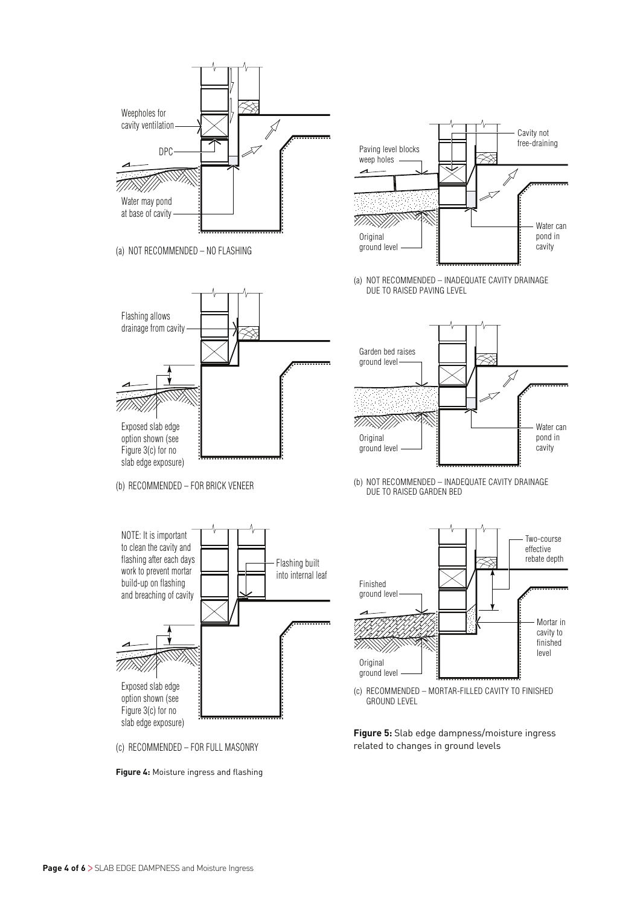(a) NOT RECOMMENDED – NO FLASHING

(b) RECOMMENDED – FOR BRICK VENEER

NOTE: It is important to clean the cavity and flashing after each days work to prevent mortar build-up on flashing and breaching of cavity

(c) RECOMMENDED – FOR FULL MASONRY

**Figure 4:** Moisture ingress and flashing

(a) NOT RECOMMENDED – INADEQUATE CAVITY DRAINAGE DUE TO RAISED PAVING LEVEL

(b) NOT RECOMMENDED – INADEQUATE CAVITY DRAINAGE DUE TO RAISED GARDEN BED

(c) RECOMMENDED – MORTAR-FILLED CAVITY TO FINISHED GROUND LEVEL

**Figure 5:** Slab edge dampness/moisture ingress related to changes in ground levels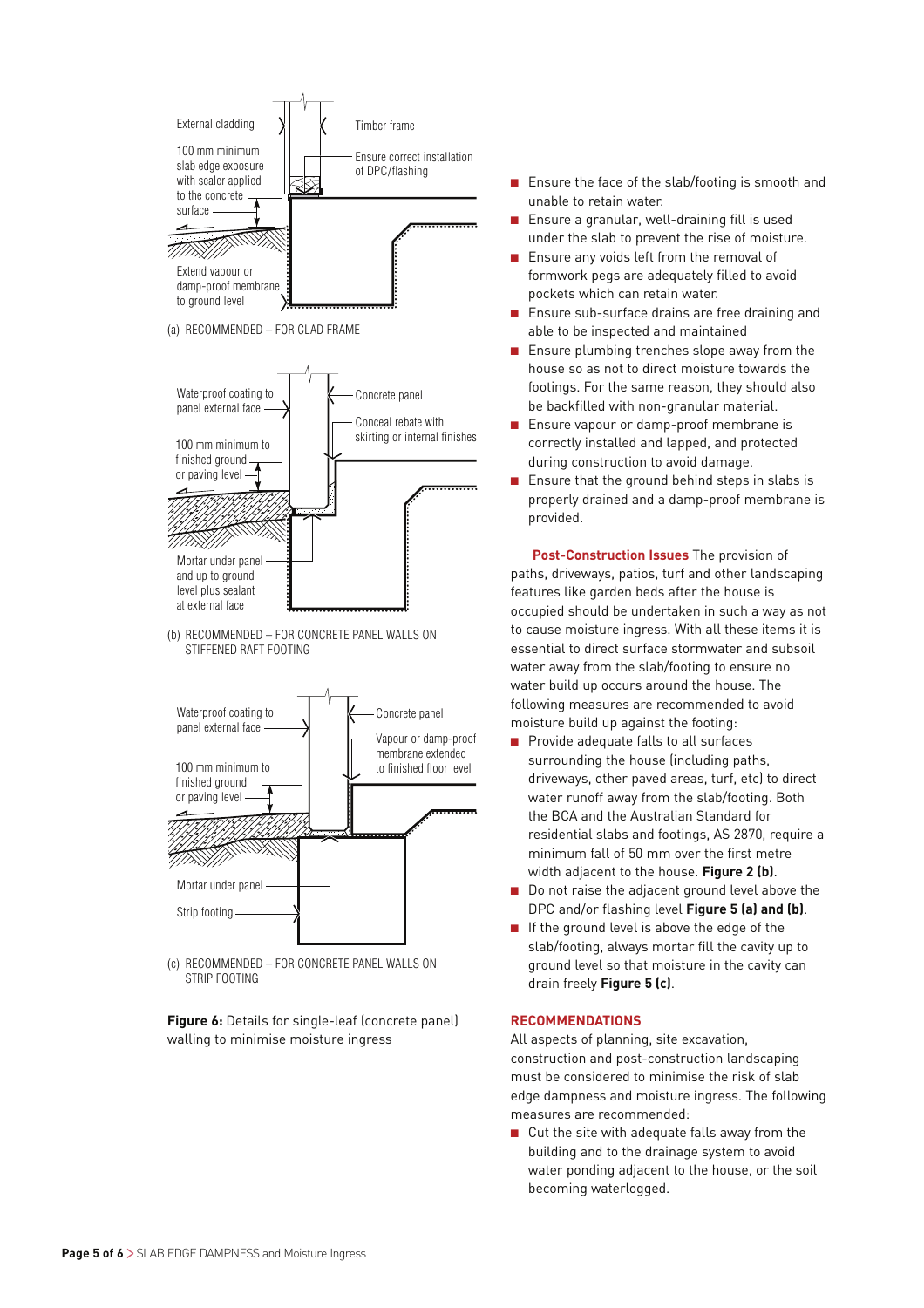External cladding

100 mm minimum slab edge exposure with sealer applied to the concrete surface

Extend vapour or damp-proof membrane to ground level

Timber frame

Ensure correct installation of DPC/flashing

(a) RECOMMENDED – FOR CLAD FRAME

Waterproof coating to panel external face

100 mm minimum to finished ground or paving level

Mortar under panel and up to ground level plus sealant at external face

Concrete panel

Conceal rebate with skirting or internal finishes

(b) RECOMMENDED – FOR CONCRETE PANEL WALLS ON STIFFENED RAFT FOOTING

Waterproof coating to panel external face

100 mm minimum to finished ground or paving level

Mortar under panel

Strip footing

Concrete panel

Vapour or damp-proof membrane extended to finished floor level

(c) RECOMMENDED – FOR CONCRETE PANEL WALLS ON STRIP FOOTING

**Figure 6:** Details for single-leaf (concrete panel) walling to minimise moisture ingress

- Ensure the face of the slab/footing is smooth and unable to retain water.
- Ensure a granular, well-draining fill is used under the slab to prevent the rise of moisture.
- Ensure any voids left from the removal of formwork pegs are adequately filled to avoid pockets which can retain water.
- Ensure sub-surface drains are free draining and able to be inspected and maintained
- Ensure plumbing trenches slope away from the house so as not to direct moisture towards the footings. For the same reason, they should also be backfilled with non-granular material.
- Ensure vapour or damp-proof membrane is correctly installed and lapped, and protected during construction to avoid damage.
- Ensure that the ground behind steps in slabs is properly drained and a damp-proof membrane is provided.

**Post-Construction Issues** The provision of paths, driveways, patios, turf and other landscaping features like garden beds after the house is occupied should be undertaken in such a way as not to cause moisture ingress. With all these items it is essential to direct surface stormwater and subsoil water away from the slab/footing to ensure no water build up occurs around the house. The following measures are recommended to avoid moisture build up against the footing:

- Provide adequate falls to all surfaces surrounding the house (including paths, driveways, other paved areas, turf, etc) to direct water runoff away from the slab/footing. Both the BCA and the Australian Standard for residential slabs and footings, AS 2870, require a minimum fall of 50 mm over the first metre width adjacent to the house. **Figure 2 (b)**.
- Do not raise the adjacent ground level above the DPC and/or flashing level **Figure 5 (a) and (b)**.
- If the ground level is above the edge of the slab/footing, always mortar fill the cavity up to ground level so that moisture in the cavity can drain freely **Figure 5 (c)**.

## RECOMMENDATIONS

All aspects of planning, site excavation, construction and post-construction landscaping must be considered to minimise the risk of slab edge dampness and moisture ingress. The following measures are recommended:

- Cut the site with adequate falls away from the building and to the drainage system to avoid water ponding adjacent to the house, or the soil becoming waterlogged.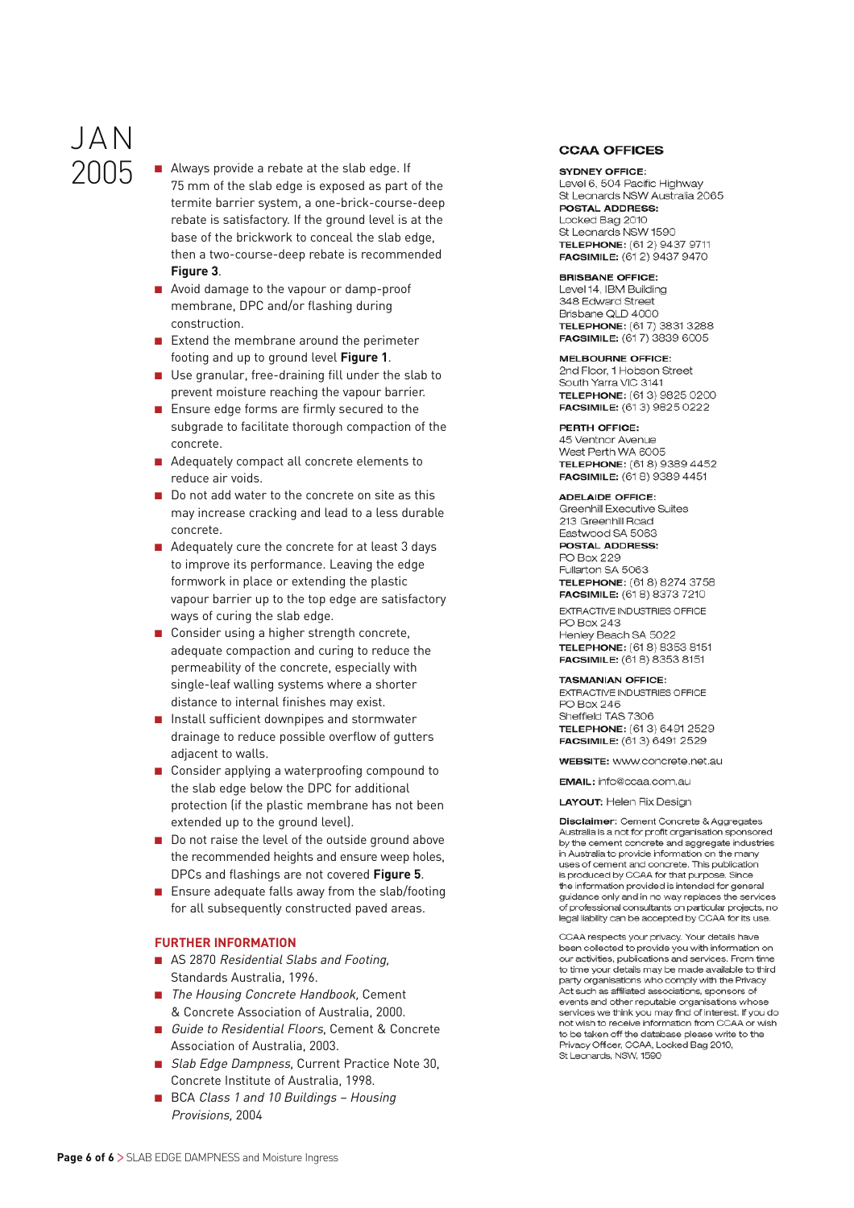JAN 2005

- Always provide a rebate at the slab edge. If 75 mm of the slab edge is exposed as part of the termite barrier system, a one-brick-course-deep rebate is satisfactory. If the ground level is at the base of the brickwork to conceal the slab edge, then a two-course-deep rebate is recommended **Figure 3**.
- Avoid damage to the vapour or damp-proof membrane, DPC and/or flashing during construction.
- Extend the membrane around the perimeter footing and up to ground level **Figure 1**.
- Use granular, free-draining fill under the slab to prevent moisture reaching the vapour barrier.
- Ensure edge forms are firmly secured to the subgrade to facilitate thorough compaction of the concrete.
- Adequately compact all concrete elements to reduce air voids.
- Do not add water to the concrete on site as this may increase cracking and lead to a less durable concrete.
- Adequately cure the concrete for at least 3 days to improve its performance. Leaving the edge formwork in place or extending the plastic vapour barrier up to the top edge are satisfactory ways of curing the slab edge.
- Consider using a higher strength concrete, adequate compaction and curing to reduce the permeability of the concrete, especially with single-leaf walling systems where a shorter distance to internal finishes may exist.
- Install sufficient downpipes and stormwater drainage to reduce possible overflow of gutters adjacent to walls.
- Consider applying a waterproofing compound to the slab edge below the DPC for additional protection (if the plastic membrane has not been extended up to the ground level).
- Do not raise the level of the outside ground above the recommended heights and ensure weep holes, DPCs and flashings are not covered **Figure 5**.
- Ensure adequate falls away from the slab/footing for all subsequently constructed paved areas.

## FURTHER INFORMATION

- AS 2870 *Residential Slabs and Footing,* Standards Australia, 1996.
- *The Housing Concrete Handbook,* Cement & Concrete Association of Australia, 2000.
- *Guide to Residential Floors*, Cement & Concrete Association of Australia, 2003.
- *Slab Edge Dampness*, Current Practice Note 30, Concrete Institute of Australia, 1998.
- BCA *Class 1 and 10 Buildings – Housing Provisions,* 2004

## CCAA OFFICES

**SYDNEY OFFICE:**
Level 6, 504 Pacific Highway
St Leonards NSW Australia 2065
**POSTAL ADDRESS:**
Locked Bag 2010
St Leonards NSW 1590
**TELEPHONE:** (61 2) 9437 9711
**FACSIMILE:** (61 2) 9437 9470

**BRISBANE OFFICE:**
Level 14, IBM Building
348 Edward Street
Brisbane QLD 4000
**TELEPHONE:** (61 7) 3831 3288
**FACSIMILE:** (61 7) 3839 6005

**MELBOURNE OFFICE:**
2nd Floor, 1 Hobson Street
South Yarra VIC 3141
**TELEPHONE:** (61 3) 9825 0200
**FACSIMILE:** (61 3) 9825 0222

**PERTH OFFICE:**
45 Ventnor Avenue
West Perth WA 6005
**TELEPHONE:** (61 8) 9389 4452
**FACSIMILE:** (61 8) 9389 4451

**ADELAIDE OFFICE:**
Greenhill Executive Suites
213 Greenhill Road
Eastwood SA 5063
**POSTAL ADDRESS:**
PO Box 229
Fullarton SA 5063
**TELEPHONE:** (61 8) 8274 3758
**FACSIMILE:** (61 8) 8373 7210

EXTRACTIVE INDUSTRIES OFFICE
PO Box 243
Henley Beach SA 5022
**TELEPHONE:** (61 8) 8353 8151
**FACSIMILE:** (61 8) 8353 8151

**TASMANIAN OFFICE:**
EXTRACTIVE INDUSTRIES OFFICE
PO Box 246
Sheffield TAS 7306
**TELEPHONE:** (61 3) 6491 2529
**FACSIMILE:** (61 3) 6491 2529

**WEBSITE:** www.concrete.net.au

**EMAIL:** info@ccaa.com.au

**LAYOUT:** Helen Rix Design

**Disclaimer:** Cement Concrete & Aggregates Australia is a not for profit organisation sponsored by the cement concrete and aggregate industries in Australia to provide information on the many uses of cement and concrete. This publication is produced by CCAA for that purpose. Since the information provided is intended for general guidance only and in no way replaces the services of professional consultants on particular projects, no legal liability can be accepted by CCAA for its use.

CCAA respects your privacy. Your details have been collected to provide you with information on our activities, publications and services. From time to time your details may be made available to third party organisations who comply with the Privacy Act such as affiliated associations, sponsors of events and other reputable organisations whose services we think you may find of interest. If you do not wish to receive information from CCAA or wish to be taken off the database please write to the Privacy Officer, CCAA, Locked Bag 2010, St Leonards, NSW, 1590